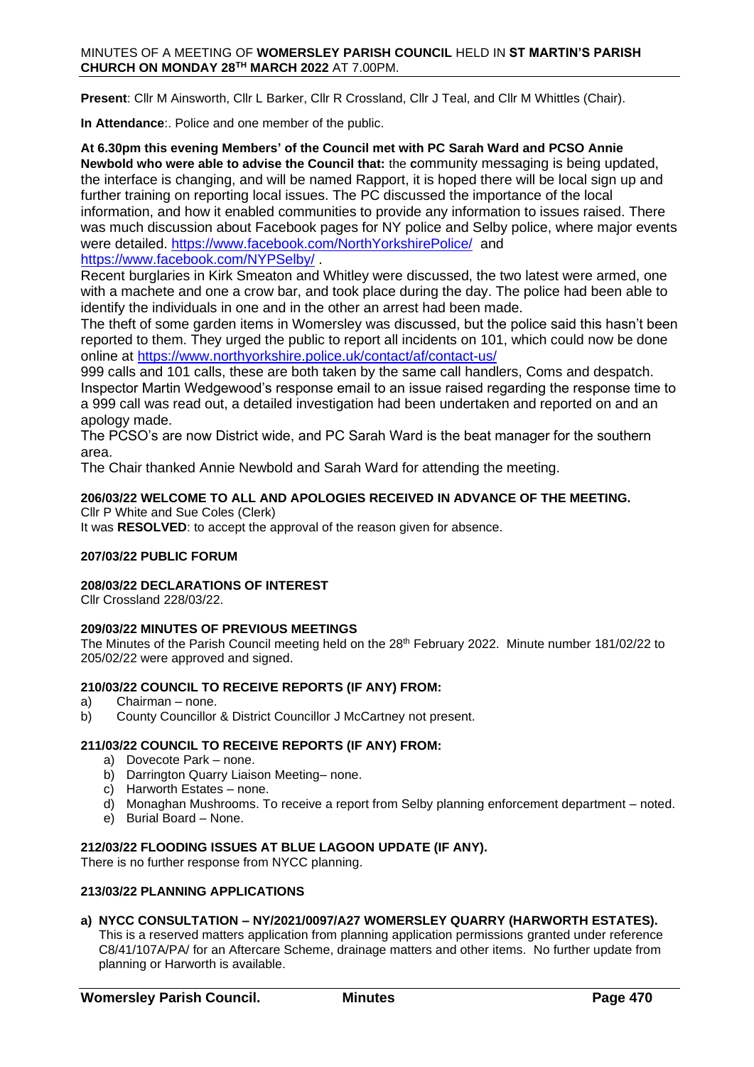MINUTES OF A MEETING OF **WOMERSLEY PARISH COUNCIL** HELD IN **ST MARTIN'S PARISH CHURCH ON MONDAY 28TH MARCH 2022** AT 7.00PM.

**Present**: Cllr M Ainsworth, Cllr L Barker, Cllr R Crossland, Cllr J Teal, and Cllr M Whittles (Chair).

**In Attendance**:. Police and one member of the public.

**At 6.30pm this evening Members' of the Council met with PC Sarah Ward and PCSO Annie Newbold who were able to advise the Council that:** the **c**ommunity messaging is being updated, the interface is changing, and will be named Rapport, it is hoped there will be local sign up and further training on reporting local issues. The PC discussed the importance of the local information, and how it enabled communities to provide any information to issues raised. There was much discussion about Facebook pages for NY police and Selby police, where major events were detailed. https://www.facebook.com/NorthYorkshirePolice/ and https://www.facebook.com/NYPSelby/ .

Recent burglaries in Kirk Smeaton and Whitley were discussed, the two latest were armed, one with a machete and one a crow bar, and took place during the day. The police had been able to identify the individuals in one and in the other an arrest had been made.

The theft of some garden items in Womersley was discussed, but the police said this hasn't been reported to them. They urged the public to report all incidents on 101, which could now be done online at https://www.northyorkshire.police.uk/contact/af/contact-us/

999 calls and 101 calls, these are both taken by the same call handlers, Coms and despatch. Inspector Martin Wedgewood's response email to an issue raised regarding the response time to a 999 call was read out, a detailed investigation had been undertaken and reported on and an apology made.

The PCSO's are now District wide, and PC Sarah Ward is the beat manager for the southern area.

The Chair thanked Annie Newbold and Sarah Ward for attending the meeting.

#### 206/03/22 WELCOME TO ALL AND APOLOGIES RECEIVED IN ADVANCE OF THE MEETING.

Cllr P White and Sue Coles (Clerk)

It was **RESOLVED**: to accept the approval of the reason given for absence.

#### 207/03/22 PUBLIC FORUM

#### 208/03/22 DECLARATIONS OF INTEREST

Cllr Crossland 228/03/22.

#### 209/03/22 MINUTES OF PREVIOUS MEETINGS

The Minutes of the Parish Council meeting held on the 28th February 2022. Minute number 181/02/22 to 205/02/22 were approved and signed.

#### 210/03/22 COUNCIL TO RECEIVE REPORTS (IF ANY) FROM:

a) Chairman – none.
b) County Councillor & District Councillor J McCartney not present.

#### 211/03/22 COUNCIL TO RECEIVE REPORTS (IF ANY) FROM:

a) Dovecote Park – none.
b) Darrington Quarry Liaison Meeting– none.
c) Harworth Estates – none.
d) Monaghan Mushrooms. To receive a report from Selby planning enforcement department – noted.
e) Burial Board – None.

#### 212/03/22 FLOODING ISSUES AT BLUE LAGOON UPDATE (IF ANY).

There is no further response from NYCC planning.

#### 213/03/22 PLANNING APPLICATIONS

**a) NYCC CONSULTATION – NY/2021/0097/A27 WOMERSLEY QUARRY (HARWORTH ESTATES).**

This is a reserved matters application from planning application permissions granted under reference C8/41/107A/PA/ for an Aftercare Scheme, drainage matters and other items. No further update from planning or Harworth is available.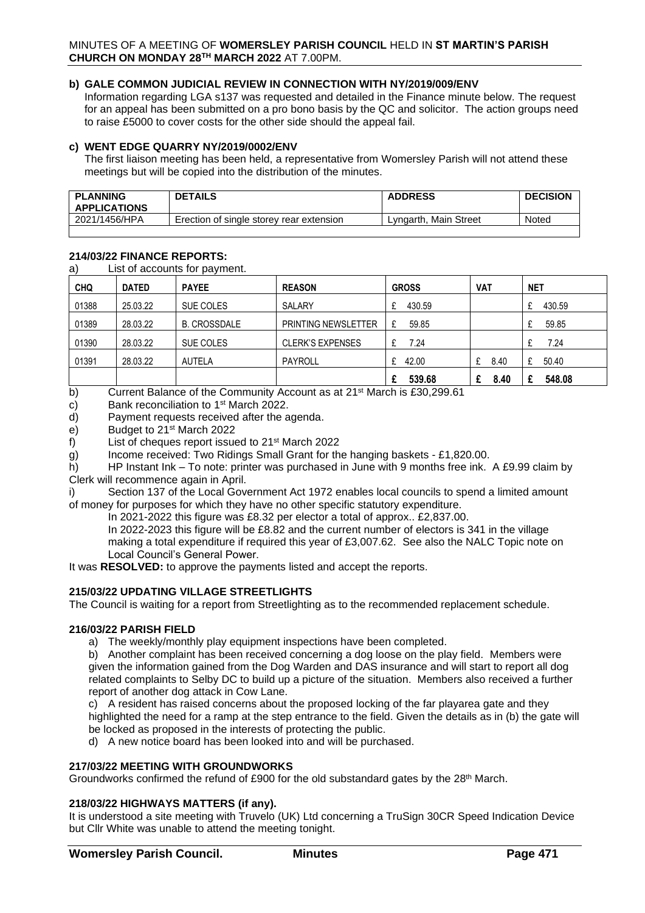## b) GALE COMMON JUDICIAL REVIEW IN CONNECTION WITH NY/2019/009/ENV

Information regarding LGA s137 was requested and detailed in the Finance minute below. The request for an appeal has been submitted on a pro bono basis by the QC and solicitor. The action groups need to raise £5000 to cover costs for the other side should the appeal fail.

## c) WENT EDGE QUARRY NY/2019/0002/ENV

The first liaison meeting has been held, a representative from Womersley Parish will not attend these meetings but will be copied into the distribution of the minutes.

| PLANNING APPLICATIONS | DETAILS | ADDRESS | DECISION |
|---|---|---|---|
| 2021/1456/HPA | Erection of single storey rear extension | Lyngarth, Main Street | Noted |
| | | | |

## 214/03/22 FINANCE REPORTS:

a) List of accounts for payment.

| CHQ | DATED | PAYEE | REASON | GROSS | VAT | NET |
|---|---|---|---|---|---|---|
| 01388 | 25.03.22 | SUE COLES | SALARY | £ 430.59 | | £ 430.59 |
| 01389 | 28.03.22 | B. CROSSDALE | PRINTING NEWSLETTER | £ 59.85 | | £ 59.85 |
| 01390 | 28.03.22 | SUE COLES | CLERK'S EXPENSES | £ 7.24 | | £ 7.24 |
| 01391 | 28.03.22 | AUTELA | PAYROLL | £ 42.00 | £ 8.40 | £ 50.40 |
| | | | | **£ 539.68** | **£ 8.40** | **£ 548.08** |

b) Current Balance of the Community Account as at 21st March is £30,299.61

c) Bank reconciliation to 1st March 2022.

d) Payment requests received after the agenda.

e) Budget to 21st March 2022

f) List of cheques report issued to 21st March 2022

g) Income received: Two Ridings Small Grant for the hanging baskets - £1,820.00.

h) HP Instant Ink – To note: printer was purchased in June with 9 months free ink. A £9.99 claim by Clerk will recommence again in April.

i) Section 137 of the Local Government Act 1972 enables local councils to spend a limited amount of money for purposes for which they have no other specific statutory expenditure.

In 2021-2022 this figure was £8.32 per elector a total of approx.. £2,837.00.

In 2022-2023 this figure will be £8.82 and the current number of electors is 341 in the village making a total expenditure if required this year of £3,007.62. See also the NALC Topic note on Local Council's General Power.

It was **RESOLVED:** to approve the payments listed and accept the reports.

## 215/03/22 UPDATING VILLAGE STREETLIGHTS

The Council is waiting for a report from Streetlighting as to the recommended replacement schedule.

## 216/03/22 PARISH FIELD

a) The weekly/monthly play equipment inspections have been completed.

b) Another complaint has been received concerning a dog loose on the play field. Members were given the information gained from the Dog Warden and DAS insurance and will start to report all dog related complaints to Selby DC to build up a picture of the situation. Members also received a further report of another dog attack in Cow Lane.

c) A resident has raised concerns about the proposed locking of the far playarea gate and they highlighted the need for a ramp at the step entrance to the field. Given the details as in (b) the gate will be locked as proposed in the interests of protecting the public.

d) A new notice board has been looked into and will be purchased.

## 217/03/22 MEETING WITH GROUNDWORKS

Groundworks confirmed the refund of £900 for the old substandard gates by the 28th March.

## 218/03/22 HIGHWAYS MATTERS (if any).

It is understood a site meeting with Truvelo (UK) Ltd concerning a TruSign 30CR Speed Indication Device but Cllr White was unable to attend the meeting tonight.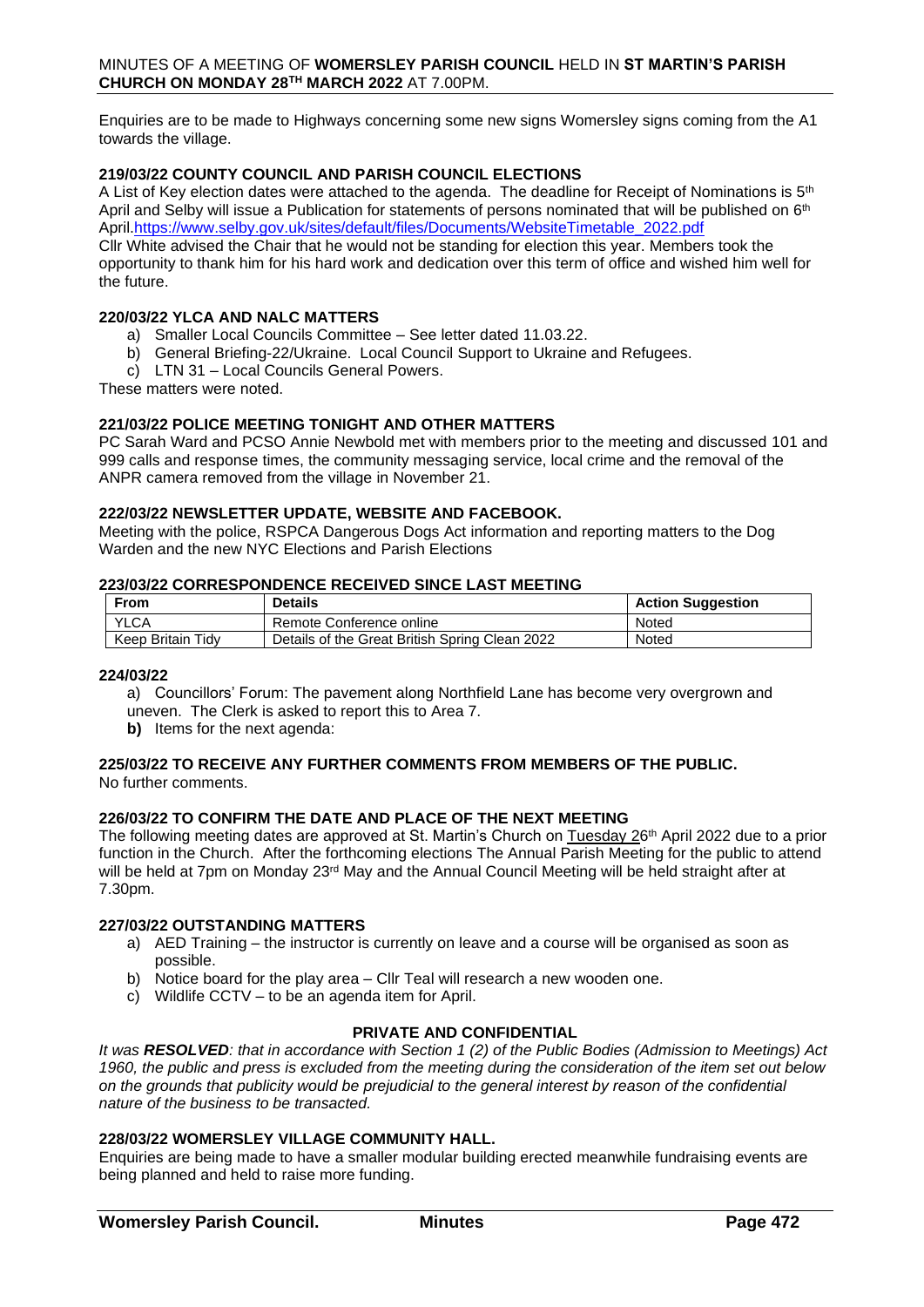Enquiries are to be made to Highways concerning some new signs Womersley signs coming from the A1 towards the village.

### 219/03/22 COUNTY COUNCIL AND PARISH COUNCIL ELECTIONS

A List of Key election dates were attached to the agenda. The deadline for Receipt of Nominations is 5th April and Selby will issue a Publication for statements of persons nominated that will be published on 6th April.https://www.selby.gov.uk/sites/default/files/Documents/WebsiteTimetable_2022.pdf

Cllr White advised the Chair that he would not be standing for election this year. Members took the opportunity to thank him for his hard work and dedication over this term of office and wished him well for the future.

### 220/03/22 YLCA AND NALC MATTERS

a) Smaller Local Councils Committee – See letter dated 11.03.22.
b) General Briefing-22/Ukraine. Local Council Support to Ukraine and Refugees.
c) LTN 31 – Local Councils General Powers.

These matters were noted.

### 221/03/22 POLICE MEETING TONIGHT AND OTHER MATTERS

PC Sarah Ward and PCSO Annie Newbold met with members prior to the meeting and discussed 101 and 999 calls and response times, the community messaging service, local crime and the removal of the ANPR camera removed from the village in November 21.

### 222/03/22 NEWSLETTER UPDATE, WEBSITE AND FACEBOOK.

Meeting with the police, RSPCA Dangerous Dogs Act information and reporting matters to the Dog Warden and the new NYC Elections and Parish Elections

### 223/03/22 CORRESPONDENCE RECEIVED SINCE LAST MEETING

| From | Details | Action Suggestion |
|---|---|---|
| YLCA | Remote Conference online | Noted |
| Keep Britain Tidy | Details of the Great British Spring Clean 2022 | Noted |

### 224/03/22

a) Councillors' Forum: The pavement along Northfield Lane has become very overgrown and uneven. The Clerk is asked to report this to Area 7.
**b)** Items for the next agenda:

### 225/03/22 TO RECEIVE ANY FURTHER COMMENTS FROM MEMBERS OF THE PUBLIC.

No further comments.

### 226/03/22 TO CONFIRM THE DATE AND PLACE OF THE NEXT MEETING

The following meeting dates are approved at St. Martin's Church on Tuesday 26th April 2022 due to a prior function in the Church. After the forthcoming elections The Annual Parish Meeting for the public to attend will be held at 7pm on Monday 23rd May and the Annual Council Meeting will be held straight after at 7.30pm.

### 227/03/22 OUTSTANDING MATTERS

a) AED Training – the instructor is currently on leave and a course will be organised as soon as possible.
b) Notice board for the play area – Cllr Teal will research a new wooden one.
c) Wildlife CCTV – to be an agenda item for April.

**PRIVATE AND CONFIDENTIAL**

*It was **RESOLVED**: that in accordance with Section 1 (2) of the Public Bodies (Admission to Meetings) Act 1960, the public and press is excluded from the meeting during the consideration of the item set out below on the grounds that publicity would be prejudicial to the general interest by reason of the confidential nature of the business to be transacted.*

### 228/03/22 WOMERSLEY VILLAGE COMMUNITY HALL.

Enquiries are being made to have a smaller modular building erected meanwhile fundraising events are being planned and held to raise more funding.